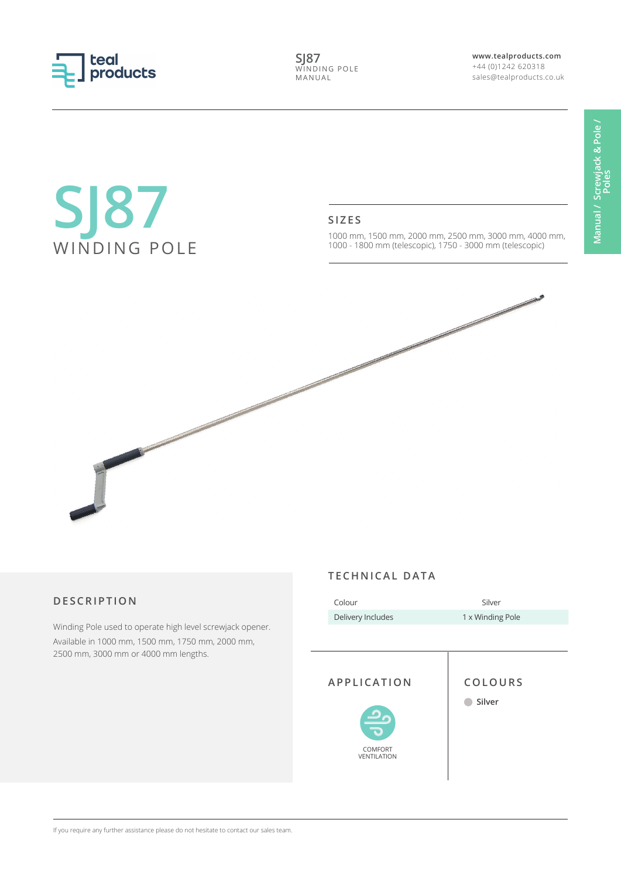teal products

SJ87
WINDING POLE
MANUAL

www.tealproducts.com
+44 (0)1242 620318
sales@tealproducts.co.uk

Manual / Screwjack & Pole / Poles

# SJ87
## WINDING POLE

### SIZES

1000 mm, 1500 mm, 2000 mm, 2500 mm, 3000 mm, 4000 mm, 1000 - 1800 mm (telescopic), 1750 - 3000 mm (telescopic)

### DESCRIPTION

Winding Pole used to operate high level screwjack opener. Available in 1000 mm, 1500 mm, 1750 mm, 2000 mm, 2500 mm, 3000 mm or 4000 mm lengths.

### TECHNICAL DATA

| | |
|---|---|
| Colour | Silver |
| Delivery Includes | 1 x Winding Pole |

### APPLICATION

COMFORT VENTILATION

### COLOURS

**Silver**

If you require any further assistance please do not hesitate to contact our sales team.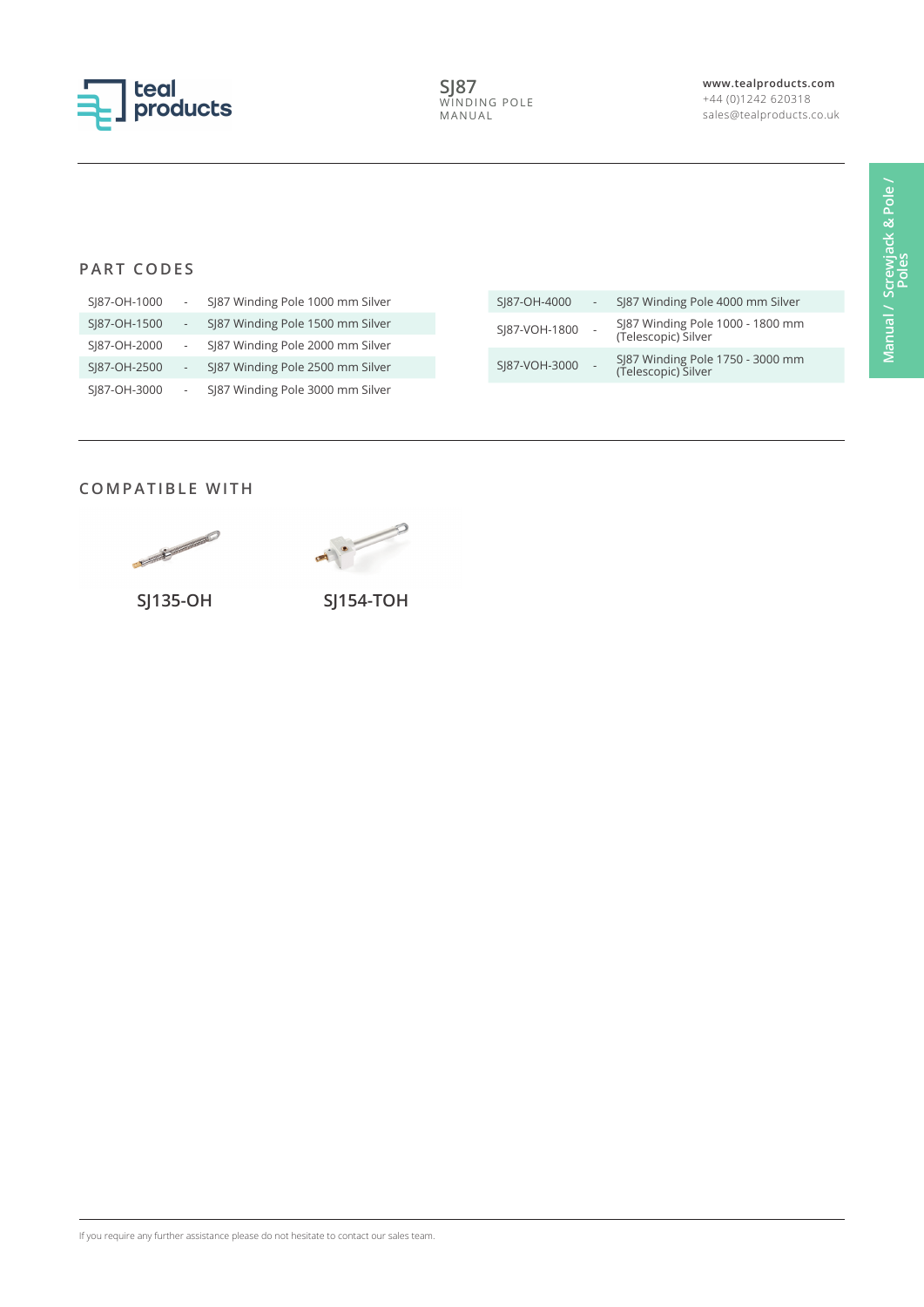## PART CODES

| | | |
|---|---|---|
| SJ87-OH-1000 | - | SJ87 Winding Pole 1000 mm Silver |
| SJ87-OH-1500 | - | SJ87 Winding Pole 1500 mm Silver |
| SJ87-OH-2000 | - | SJ87 Winding Pole 2000 mm Silver |
| SJ87-OH-2500 | - | SJ87 Winding Pole 2500 mm Silver |
| SJ87-OH-3000 | - | SJ87 Winding Pole 3000 mm Silver |
| SJ87-OH-4000 | - | SJ87 Winding Pole 4000 mm Silver |
| SJ87-VOH-1800 | - | SJ87 Winding Pole 1000 - 1800 mm (Telescopic) Silver |
| SJ87-VOH-3000 | - | SJ87 Winding Pole 1750 - 3000 mm (Telescopic) Silver |

## COMPATIBLE WITH

**SJ135-OH**

**SJ154-TOH**

If you require any further assistance please do not hesitate to contact our sales team.